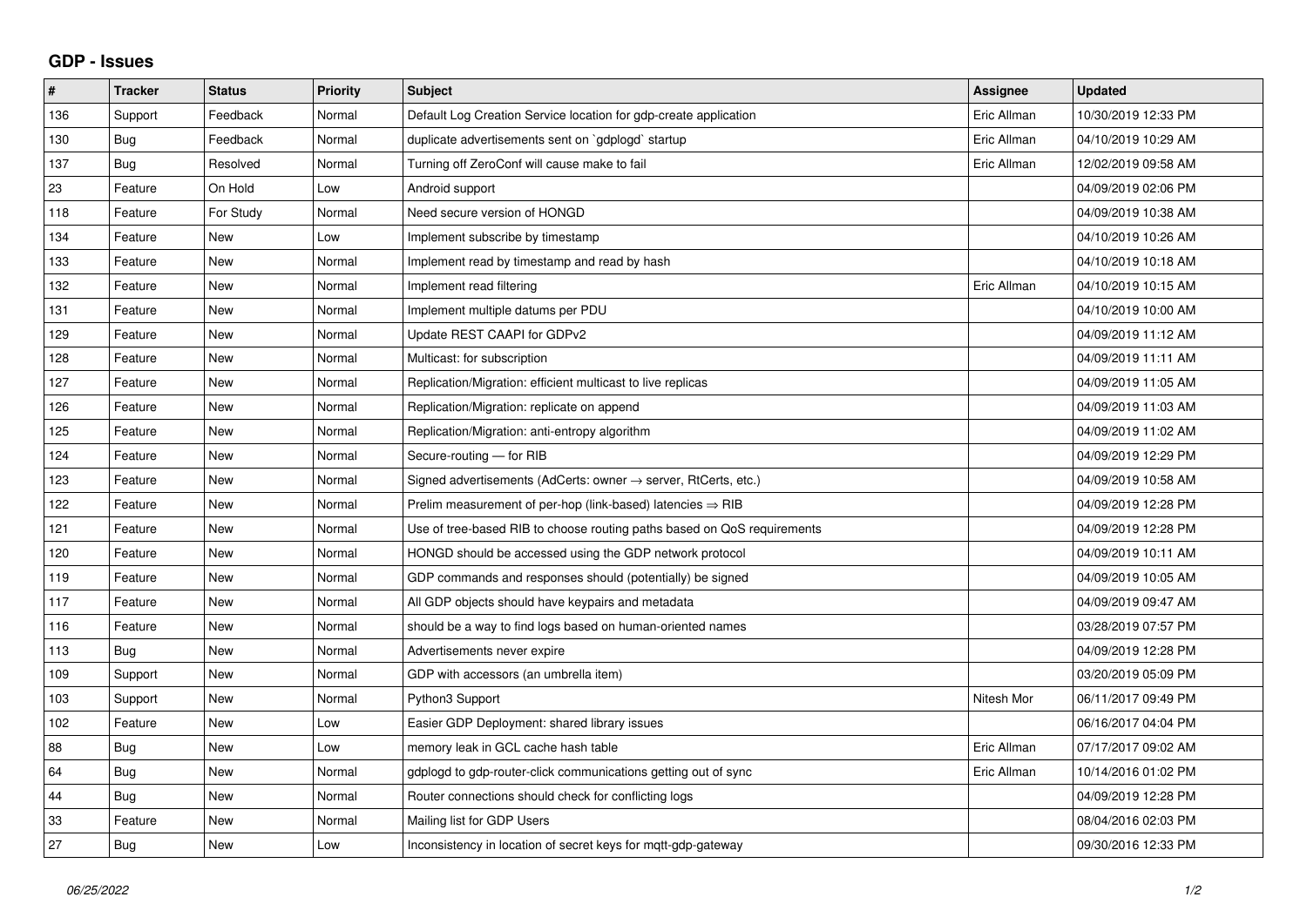## GDP - Issues

| # | Tracker | Status | Priority | Subject | Assignee | Updated |
|---|---|---|---|---|---|---|
| 136 | Support | Feedback | Normal | Default Log Creation Service location for gdp-create application | Eric Allman | 10/30/2019 12:33 PM |
| 130 | Bug | Feedback | Normal | duplicate advertisements sent on `gdplogd` startup | Eric Allman | 04/10/2019 10:29 AM |
| 137 | Bug | Resolved | Normal | Turning off ZeroConf will cause make to fail | Eric Allman | 12/02/2019 09:58 AM |
| 23 | Feature | On Hold | Low | Android support | | 04/09/2019 02:06 PM |
| 118 | Feature | For Study | Normal | Need secure version of HONGD | | 04/09/2019 10:38 AM |
| 134 | Feature | New | Low | Implement subscribe by timestamp | | 04/10/2019 10:26 AM |
| 133 | Feature | New | Normal | Implement read by timestamp and read by hash | | 04/10/2019 10:18 AM |
| 132 | Feature | New | Normal | Implement read filtering | Eric Allman | 04/10/2019 10:15 AM |
| 131 | Feature | New | Normal | Implement multiple datums per PDU | | 04/10/2019 10:00 AM |
| 129 | Feature | New | Normal | Update REST CAAPI for GDPv2 | | 04/09/2019 11:12 AM |
| 128 | Feature | New | Normal | Multicast: for subscription | | 04/09/2019 11:11 AM |
| 127 | Feature | New | Normal | Replication/Migration: efficient multicast to live replicas | | 04/09/2019 11:05 AM |
| 126 | Feature | New | Normal | Replication/Migration: replicate on append | | 04/09/2019 11:03 AM |
| 125 | Feature | New | Normal | Replication/Migration: anti-entropy algorithm | | 04/09/2019 11:02 AM |
| 124 | Feature | New | Normal | Secure-routing — for RIB | | 04/09/2019 12:29 PM |
| 123 | Feature | New | Normal | Signed advertisements (AdCerts: owner → server, RtCerts, etc.) | | 04/09/2019 10:58 AM |
| 122 | Feature | New | Normal | Prelim measurement of per-hop (link-based) latencies ⇒ RIB | | 04/09/2019 12:28 PM |
| 121 | Feature | New | Normal | Use of tree-based RIB to choose routing paths based on QoS requirements | | 04/09/2019 12:28 PM |
| 120 | Feature | New | Normal | HONGD should be accessed using the GDP network protocol | | 04/09/2019 10:11 AM |
| 119 | Feature | New | Normal | GDP commands and responses should (potentially) be signed | | 04/09/2019 10:05 AM |
| 117 | Feature | New | Normal | All GDP objects should have keypairs and metadata | | 04/09/2019 09:47 AM |
| 116 | Feature | New | Normal | should be a way to find logs based on human-oriented names | | 03/28/2019 07:57 PM |
| 113 | Bug | New | Normal | Advertisements never expire | | 04/09/2019 12:28 PM |
| 109 | Support | New | Normal | GDP with accessors (an umbrella item) | | 03/20/2019 05:09 PM |
| 103 | Support | New | Normal | Python3 Support | Nitesh Mor | 06/11/2017 09:49 PM |
| 102 | Feature | New | Low | Easier GDP Deployment: shared library issues | | 06/16/2017 04:04 PM |
| 88 | Bug | New | Low | memory leak in GCL cache hash table | Eric Allman | 07/17/2017 09:02 AM |
| 64 | Bug | New | Normal | gdplogd to gdp-router-click communications getting out of sync | Eric Allman | 10/14/2016 01:02 PM |
| 44 | Bug | New | Normal | Router connections should check for conflicting logs | | 04/09/2019 12:28 PM |
| 33 | Feature | New | Normal | Mailing list for GDP Users | | 08/04/2016 02:03 PM |
| 27 | Bug | New | Low | Inconsistency in location of secret keys for mqtt-gdp-gateway | | 09/30/2016 12:33 PM |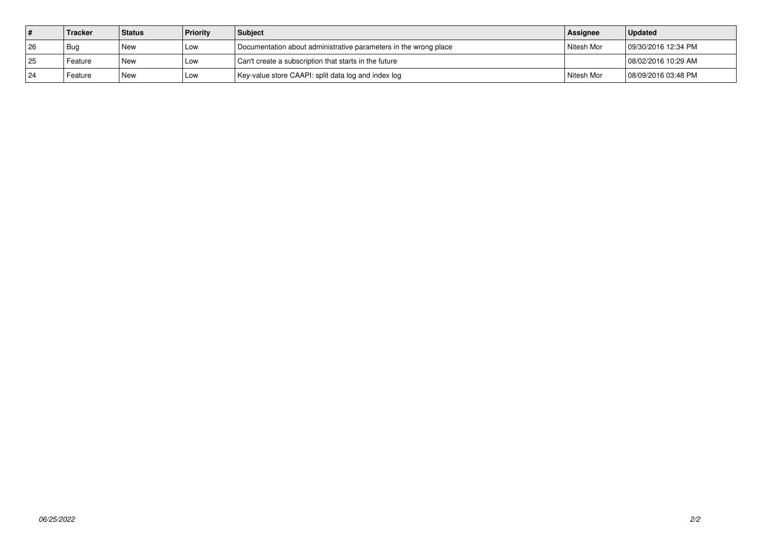| # | Tracker | Status | Priority | Subject | Assignee | Updated |
| --- | --- | --- | --- | --- | --- | --- |
| 26 | Bug | New | Low | Documentation about administrative parameters in the wrong place | Nitesh Mor | 09/30/2016 12:34 PM |
| 25 | Feature | New | Low | Can't create a subscription that starts in the future | | 08/02/2016 10:29 AM |
| 24 | Feature | New | Low | Key-value store CAAPI: split data log and index log | Nitesh Mor | 08/09/2016 03:48 PM |